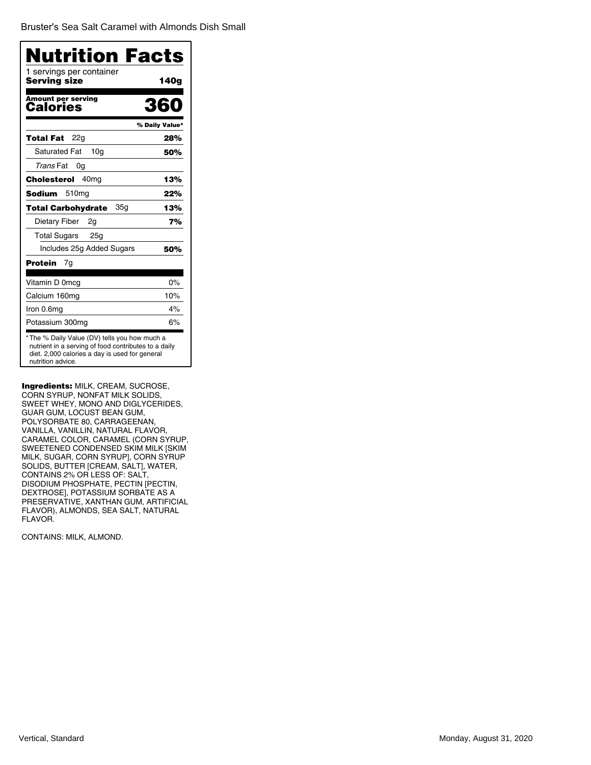Bruster's Sea Salt Caramel with Almonds Dish Small

# Nutrition Facts

1 servings per container
**Serving size** **140g**

**Amount per serving**
**Calories** **360**

| | % Daily Value* |
|---|---|
| **Total Fat** 22g | **28%** |
| Saturated Fat 10g | **50%** |
| *Trans* Fat 0g | |
| **Cholesterol** 40mg | **13%** |
| **Sodium** 510mg | **22%** |
| **Total Carbohydrate** 35g | **13%** |
| Dietary Fiber 2g | **7%** |
| Total Sugars 25g | |
| Includes 25g Added Sugars | **50%** |
| **Protein** 7g | |
| Vitamin D 0mcg | 0% |
| Calcium 160mg | 10% |
| Iron 0.6mg | 4% |
| Potassium 300mg | 6% |

* The % Daily Value (DV) tells you how much a nutrient in a serving of food contributes to a daily diet. 2,000 calories a day is used for general nutrition advice.

**Ingredients:** MILK, CREAM, SUCROSE, CORN SYRUP, NONFAT MILK SOLIDS, SWEET WHEY, MONO AND DIGLYCERIDES, GUAR GUM, LOCUST BEAN GUM, POLYSORBATE 80, CARRAGEENAN, VANILLA, VANILLIN, NATURAL FLAVOR, CARAMEL COLOR, CARAMEL (CORN SYRUP, SWEETENED CONDENSED SKIM MILK [SKIM MILK, SUGAR, CORN SYRUP], CORN SYRUP SOLIDS, BUTTER [CREAM, SALT], WATER, CONTAINS 2% OR LESS OF: SALT, DISODIUM PHOSPHATE, PECTIN [PECTIN, DEXTROSE], POTASSIUM SORBATE AS A PRESERVATIVE, XANTHAN GUM, ARTIFICIAL FLAVOR), ALMONDS, SEA SALT, NATURAL FLAVOR.

CONTAINS: MILK, ALMOND.

Vertical, Standard

Monday, August 31, 2020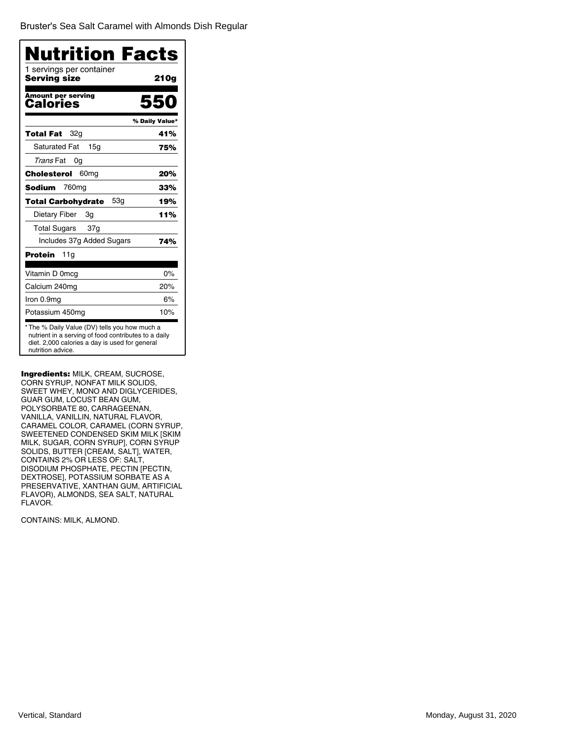Bruster's Sea Salt Caramel with Almonds Dish Regular

# Nutrition Facts

1 servings per container
**Serving size** **210g**

**Amount per serving**
**Calories** **550**

| | % Daily Value* |
|---|---|
| **Total Fat** 32g | **41%** |
| Saturated Fat 15g | **75%** |
| *Trans* Fat 0g | |
| **Cholesterol** 60mg | **20%** |
| **Sodium** 760mg | **33%** |
| **Total Carbohydrate** 53g | **19%** |
| Dietary Fiber 3g | **11%** |
| Total Sugars 37g | |
| Includes 37g Added Sugars | **74%** |
| **Protein** 11g | |
| Vitamin D 0mcg | 0% |
| Calcium 240mg | 20% |
| Iron 0.9mg | 6% |
| Potassium 450mg | 10% |

* The % Daily Value (DV) tells you how much a nutrient in a serving of food contributes to a daily diet. 2,000 calories a day is used for general nutrition advice.

**Ingredients:** MILK, CREAM, SUCROSE, CORN SYRUP, NONFAT MILK SOLIDS, SWEET WHEY, MONO AND DIGLYCERIDES, GUAR GUM, LOCUST BEAN GUM, POLYSORBATE 80, CARRAGEENAN, VANILLA, VANILLIN, NATURAL FLAVOR, CARAMEL COLOR, CARAMEL (CORN SYRUP, SWEETENED CONDENSED SKIM MILK [SKIM MILK, SUGAR, CORN SYRUP], CORN SYRUP SOLIDS, BUTTER [CREAM, SALT], WATER, CONTAINS 2% OR LESS OF: SALT, DISODIUM PHOSPHATE, PECTIN [PECTIN, DEXTROSE], POTASSIUM SORBATE AS A PRESERVATIVE, XANTHAN GUM, ARTIFICIAL FLAVOR), ALMONDS, SEA SALT, NATURAL FLAVOR.

CONTAINS: MILK, ALMOND.

Vertical, Standard

Monday, August 31, 2020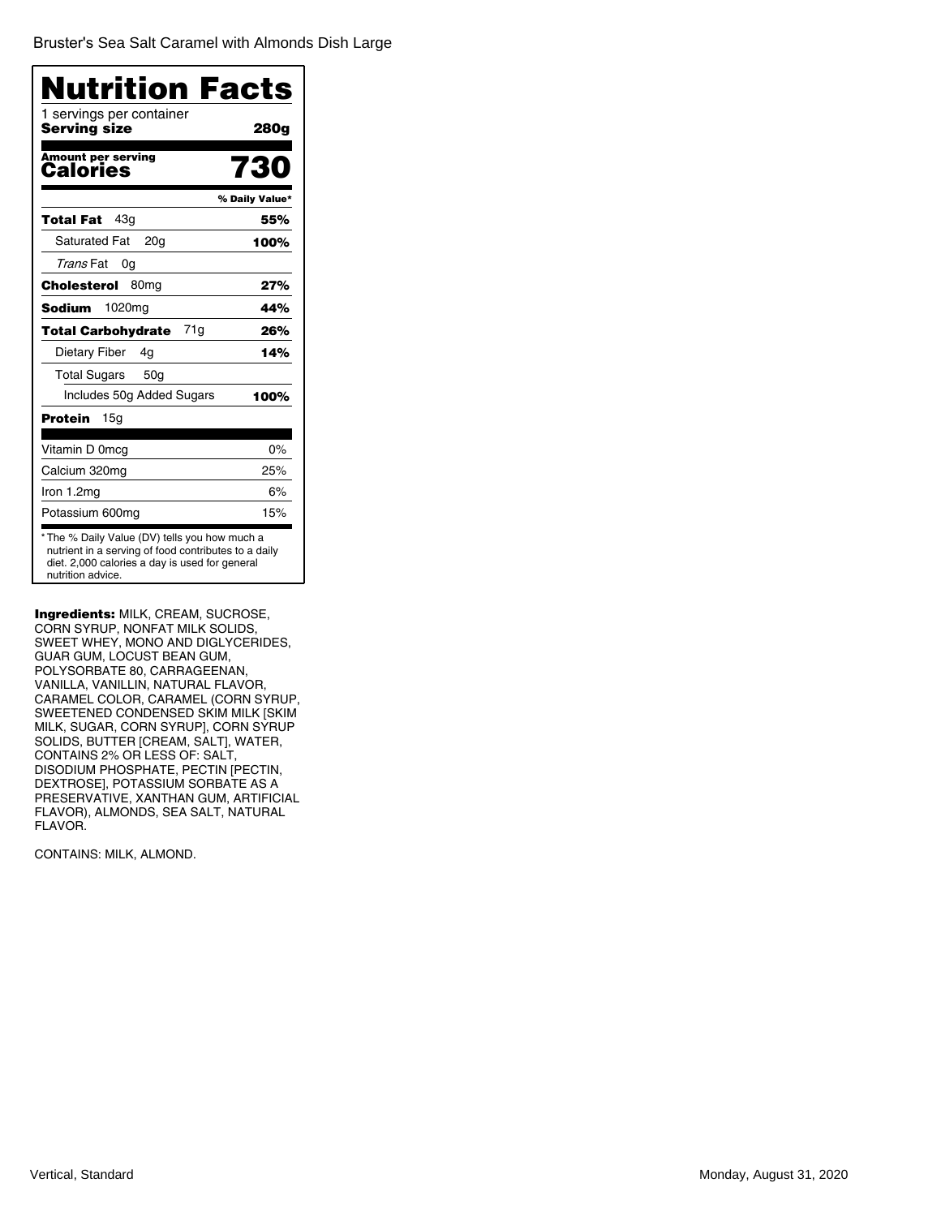Bruster's Sea Salt Caramel with Almonds Dish Large

# Nutrition Facts

1 servings per container
**Serving size** **280g**

**Amount per serving**
**Calories** **730**

| | % Daily Value* |
|---|---|
| **Total Fat** 43g | **55%** |
| Saturated Fat 20g | **100%** |
| *Trans* Fat 0g | |
| **Cholesterol** 80mg | **27%** |
| **Sodium** 1020mg | **44%** |
| **Total Carbohydrate** 71g | **26%** |
| Dietary Fiber 4g | **14%** |
| Total Sugars 50g | |
| Includes 50g Added Sugars | **100%** |
| **Protein** 15g | |
| Vitamin D 0mcg | 0% |
| Calcium 320mg | 25% |
| Iron 1.2mg | 6% |
| Potassium 600mg | 15% |

* The % Daily Value (DV) tells you how much a nutrient in a serving of food contributes to a daily diet. 2,000 calories a day is used for general nutrition advice.

**Ingredients:** MILK, CREAM, SUCROSE, CORN SYRUP, NONFAT MILK SOLIDS, SWEET WHEY, MONO AND DIGLYCERIDES, GUAR GUM, LOCUST BEAN GUM, POLYSORBATE 80, CARRAGEENAN, VANILLA, VANILLIN, NATURAL FLAVOR, CARAMEL COLOR, CARAMEL (CORN SYRUP, SWEETENED CONDENSED SKIM MILK [SKIM MILK, SUGAR, CORN SYRUP], CORN SYRUP SOLIDS, BUTTER [CREAM, SALT], WATER, CONTAINS 2% OR LESS OF: SALT, DISODIUM PHOSPHATE, PECTIN [PECTIN, DEXTROSE], POTASSIUM SORBATE AS A PRESERVATIVE, XANTHAN GUM, ARTIFICIAL FLAVOR), ALMONDS, SEA SALT, NATURAL FLAVOR.

CONTAINS: MILK, ALMOND.

Vertical, Standard

Monday, August 31, 2020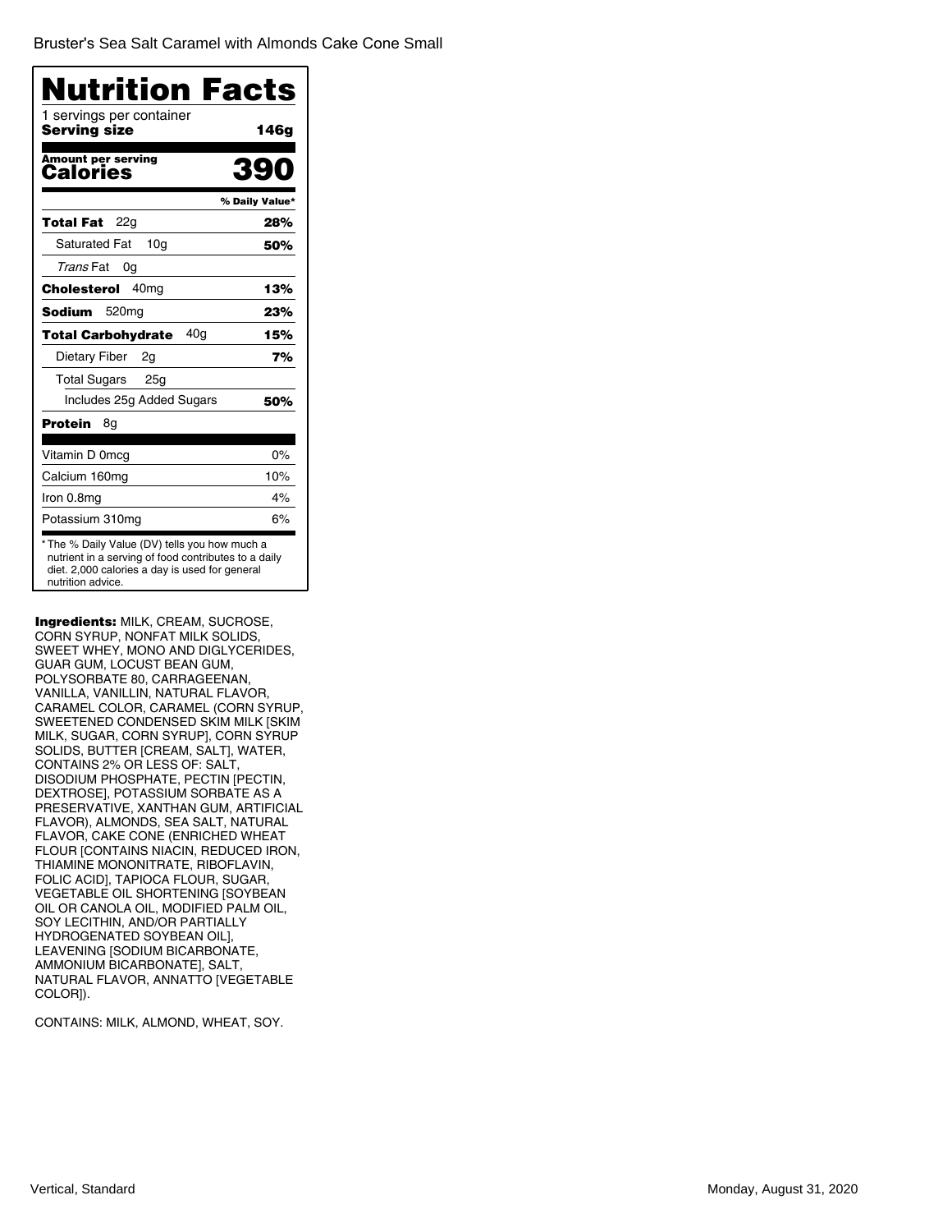Bruster's Sea Salt Caramel with Almonds Cake Cone Small

# Nutrition Facts

1 servings per container
**Serving size** **146g**

**Amount per serving**
**Calories** **390**

| | % Daily Value* |
|---|---|
| **Total Fat** 22g | **28%** |
| Saturated Fat 10g | **50%** |
| *Trans* Fat 0g | |
| **Cholesterol** 40mg | **13%** |
| **Sodium** 520mg | **23%** |
| **Total Carbohydrate** 40g | **15%** |
| Dietary Fiber 2g | **7%** |
| Total Sugars 25g | |
| Includes 25g Added Sugars | **50%** |
| **Protein** 8g | |
| Vitamin D 0mcg | 0% |
| Calcium 160mg | 10% |
| Iron 0.8mg | 4% |
| Potassium 310mg | 6% |

* The % Daily Value (DV) tells you how much a nutrient in a serving of food contributes to a daily diet. 2,000 calories a day is used for general nutrition advice.

**Ingredients:** MILK, CREAM, SUCROSE, CORN SYRUP, NONFAT MILK SOLIDS, SWEET WHEY, MONO AND DIGLYCERIDES, GUAR GUM, LOCUST BEAN GUM, POLYSORBATE 80, CARRAGEENAN, VANILLA, VANILLIN, NATURAL FLAVOR, CARAMEL COLOR, CARAMEL (CORN SYRUP, SWEETENED CONDENSED SKIM MILK [SKIM MILK, SUGAR, CORN SYRUP], CORN SYRUP SOLIDS, BUTTER [CREAM, SALT], WATER, CONTAINS 2% OR LESS OF: SALT, DISODIUM PHOSPHATE, PECTIN [PECTIN, DEXTROSE], POTASSIUM SORBATE AS A PRESERVATIVE, XANTHAN GUM, ARTIFICIAL FLAVOR), ALMONDS, SEA SALT, NATURAL FLAVOR, CAKE CONE (ENRICHED WHEAT FLOUR [CONTAINS NIACIN, REDUCED IRON, THIAMINE MONONITRATE, RIBOFLAVIN, FOLIC ACID], TAPIOCA FLOUR, SUGAR, VEGETABLE OIL SHORTENING [SOYBEAN OIL OR CANOLA OIL, MODIFIED PALM OIL, SOY LECITHIN, AND/OR PARTIALLY HYDROGENATED SOYBEAN OIL], LEAVENING [SODIUM BICARBONATE, AMMONIUM BICARBONATE], SALT, NATURAL FLAVOR, ANNATTO [VEGETABLE COLOR]).

CONTAINS: MILK, ALMOND, WHEAT, SOY.

Vertical, Standard

Monday, August 31, 2020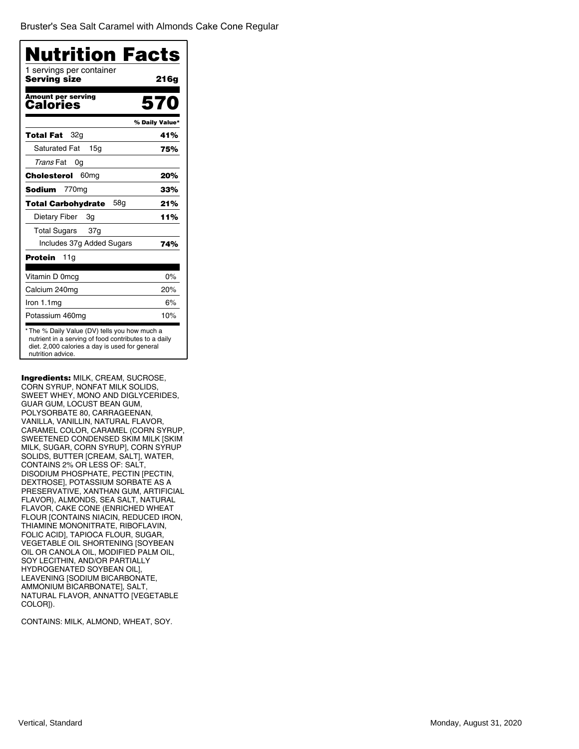Bruster's Sea Salt Caramel with Almonds Cake Cone Regular

# Nutrition Facts

1 servings per container

**Serving size** **216g**

**Amount per serving**

**Calories** **570**

| | % Daily Value* |
|---|---|
| **Total Fat** 32g | **41%** |
| Saturated Fat 15g | **75%** |
| *Trans* Fat 0g | |
| **Cholesterol** 60mg | **20%** |
| **Sodium** 770mg | **33%** |
| **Total Carbohydrate** 58g | **21%** |
| Dietary Fiber 3g | **11%** |
| Total Sugars 37g | |
| Includes 37g Added Sugars | **74%** |
| **Protein** 11g | |
| Vitamin D 0mcg | 0% |
| Calcium 240mg | 20% |
| Iron 1.1mg | 6% |
| Potassium 460mg | 10% |

* The % Daily Value (DV) tells you how much a nutrient in a serving of food contributes to a daily diet. 2,000 calories a day is used for general nutrition advice.

**Ingredients:** MILK, CREAM, SUCROSE, CORN SYRUP, NONFAT MILK SOLIDS, SWEET WHEY, MONO AND DIGLYCERIDES, GUAR GUM, LOCUST BEAN GUM, POLYSORBATE 80, CARRAGEENAN, VANILLA, VANILLIN, NATURAL FLAVOR, CARAMEL COLOR, CARAMEL (CORN SYRUP, SWEETENED CONDENSED SKIM MILK [SKIM MILK, SUGAR, CORN SYRUP], CORN SYRUP SOLIDS, BUTTER [CREAM, SALT], WATER, CONTAINS 2% OR LESS OF: SALT, DISODIUM PHOSPHATE, PECTIN [PECTIN, DEXTROSE], POTASSIUM SORBATE AS A PRESERVATIVE, XANTHAN GUM, ARTIFICIAL FLAVOR), ALMONDS, SEA SALT, NATURAL FLAVOR, CAKE CONE (ENRICHED WHEAT FLOUR [CONTAINS NIACIN, REDUCED IRON, THIAMINE MONONITRATE, RIBOFLAVIN, FOLIC ACID], TAPIOCA FLOUR, SUGAR, VEGETABLE OIL SHORTENING [SOYBEAN OIL OR CANOLA OIL, MODIFIED PALM OIL, SOY LECITHIN, AND/OR PARTIALLY HYDROGENATED SOYBEAN OIL], LEAVENING [SODIUM BICARBONATE, AMMONIUM BICARBONATE], SALT, NATURAL FLAVOR, ANNATTO [VEGETABLE COLOR]).

CONTAINS: MILK, ALMOND, WHEAT, SOY.

Vertical, Standard

Monday, August 31, 2020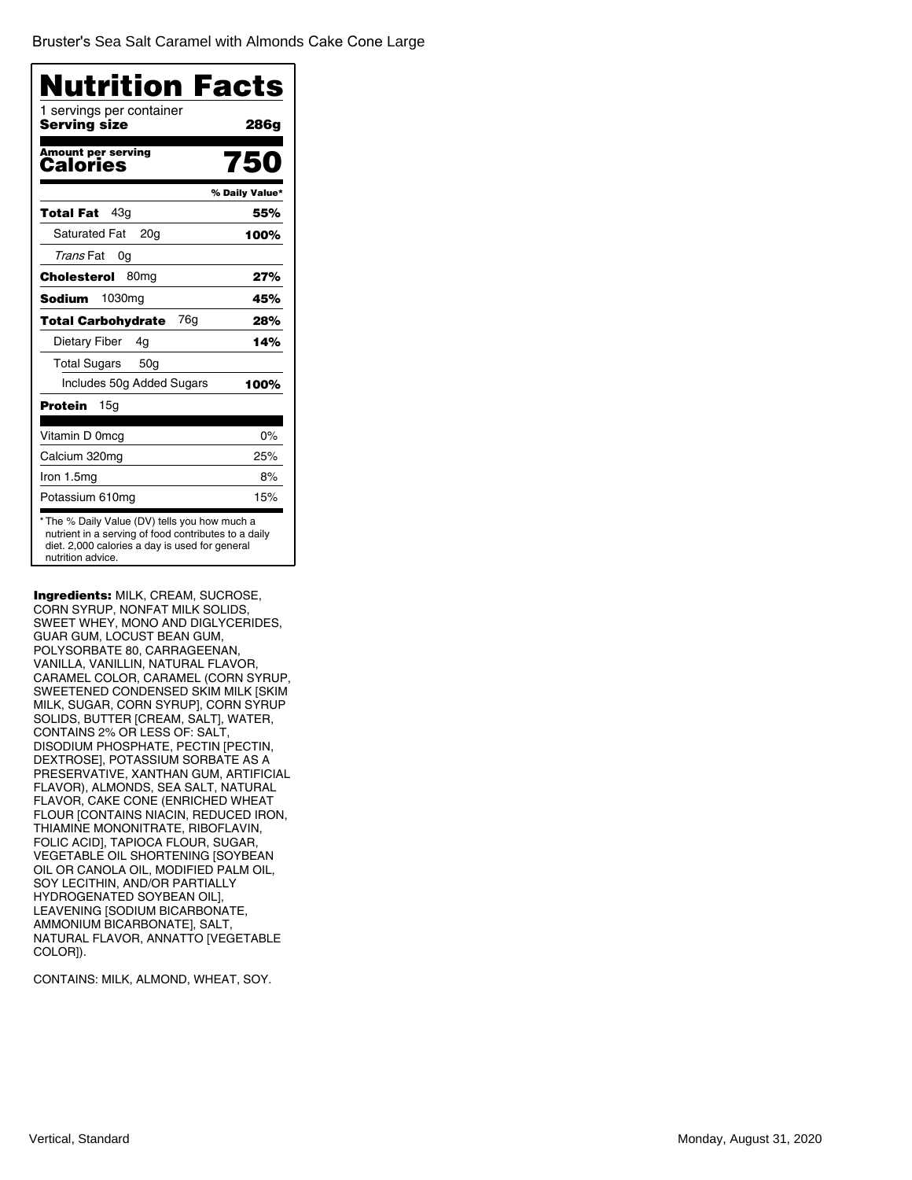Bruster's Sea Salt Caramel with Almonds Cake Cone Large

# Nutrition Facts

1 servings per container

**Serving size** **286g**

**Amount per serving**

**Calories** **750**

| | % Daily Value* |
|---|---|
| **Total Fat** 43g | **55%** |
| Saturated Fat 20g | **100%** |
| *Trans* Fat 0g | |
| **Cholesterol** 80mg | **27%** |
| **Sodium** 1030mg | **45%** |
| **Total Carbohydrate** 76g | **28%** |
| Dietary Fiber 4g | **14%** |
| Total Sugars 50g | |
| Includes 50g Added Sugars | **100%** |
| **Protein** 15g | |
| Vitamin D 0mcg | 0% |
| Calcium 320mg | 25% |
| Iron 1.5mg | 8% |
| Potassium 610mg | 15% |

* The % Daily Value (DV) tells you how much a nutrient in a serving of food contributes to a daily diet. 2,000 calories a day is used for general nutrition advice.

**Ingredients:** MILK, CREAM, SUCROSE, CORN SYRUP, NONFAT MILK SOLIDS, SWEET WHEY, MONO AND DIGLYCERIDES, GUAR GUM, LOCUST BEAN GUM, POLYSORBATE 80, CARRAGEENAN, VANILLA, VANILLIN, NATURAL FLAVOR, CARAMEL COLOR, CARAMEL (CORN SYRUP, SWEETENED CONDENSED SKIM MILK [SKIM MILK, SUGAR, CORN SYRUP], CORN SYRUP SOLIDS, BUTTER [CREAM, SALT], WATER, CONTAINS 2% OR LESS OF: SALT, DISODIUM PHOSPHATE, PECTIN [PECTIN, DEXTROSE], POTASSIUM SORBATE AS A PRESERVATIVE, XANTHAN GUM, ARTIFICIAL FLAVOR), ALMONDS, SEA SALT, NATURAL FLAVOR, CAKE CONE (ENRICHED WHEAT FLOUR [CONTAINS NIACIN, REDUCED IRON, THIAMINE MONONITRATE, RIBOFLAVIN, FOLIC ACID], TAPIOCA FLOUR, SUGAR, VEGETABLE OIL SHORTENING [SOYBEAN OIL OR CANOLA OIL, MODIFIED PALM OIL, SOY LECITHIN, AND/OR PARTIALLY HYDROGENATED SOYBEAN OIL], LEAVENING [SODIUM BICARBONATE, AMMONIUM BICARBONATE], SALT, NATURAL FLAVOR, ANNATTO [VEGETABLE COLOR]).

CONTAINS: MILK, ALMOND, WHEAT, SOY.

Vertical, Standard

Monday, August 31, 2020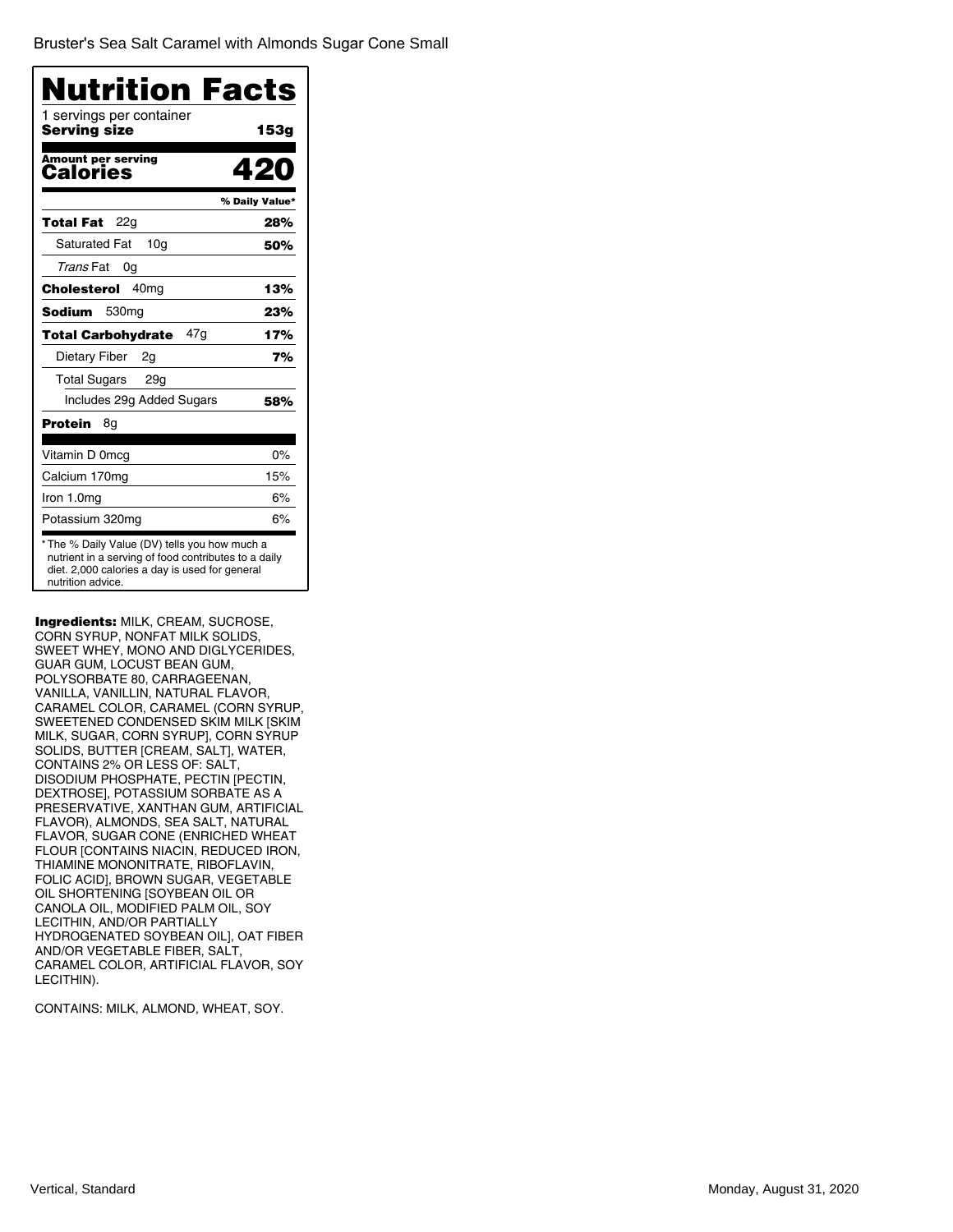Bruster's Sea Salt Caramel with Almonds Sugar Cone Small

# Nutrition Facts

1 servings per container
**Serving size** **153g**

**Amount per serving**
**Calories** **420**

| | % Daily Value* |
|---|---|
| **Total Fat** 22g | **28%** |
| Saturated Fat 10g | **50%** |
| *Trans* Fat 0g | |
| **Cholesterol** 40mg | **13%** |
| **Sodium** 530mg | **23%** |
| **Total Carbohydrate** 47g | **17%** |
| Dietary Fiber 2g | **7%** |
| Total Sugars 29g | |
| Includes 29g Added Sugars | **58%** |
| **Protein** 8g | |
| Vitamin D 0mcg | 0% |
| Calcium 170mg | 15% |
| Iron 1.0mg | 6% |
| Potassium 320mg | 6% |

* The % Daily Value (DV) tells you how much a nutrient in a serving of food contributes to a daily diet. 2,000 calories a day is used for general nutrition advice.

**Ingredients:** MILK, CREAM, SUCROSE, CORN SYRUP, NONFAT MILK SOLIDS, SWEET WHEY, MONO AND DIGLYCERIDES, GUAR GUM, LOCUST BEAN GUM, POLYSORBATE 80, CARRAGEENAN, VANILLA, VANILLIN, NATURAL FLAVOR, CARAMEL COLOR, CARAMEL (CORN SYRUP, SWEETENED CONDENSED SKIM MILK [SKIM MILK, SUGAR, CORN SYRUP], CORN SYRUP SOLIDS, BUTTER [CREAM, SALT], WATER, CONTAINS 2% OR LESS OF: SALT, DISODIUM PHOSPHATE, PECTIN [PECTIN, DEXTROSE], POTASSIUM SORBATE AS A PRESERVATIVE, XANTHAN GUM, ARTIFICIAL FLAVOR), ALMONDS, SEA SALT, NATURAL FLAVOR, SUGAR CONE (ENRICHED WHEAT FLOUR [CONTAINS NIACIN, REDUCED IRON, THIAMINE MONONITRATE, RIBOFLAVIN, FOLIC ACID], BROWN SUGAR, VEGETABLE OIL SHORTENING [SOYBEAN OIL OR CANOLA OIL, MODIFIED PALM OIL, SOY LECITHIN, AND/OR PARTIALLY HYDROGENATED SOYBEAN OIL], OAT FIBER AND/OR VEGETABLE FIBER, SALT, CARAMEL COLOR, ARTIFICIAL FLAVOR, SOY LECITHIN).

CONTAINS: MILK, ALMOND, WHEAT, SOY.

Vertical, Standard

Monday, August 31, 2020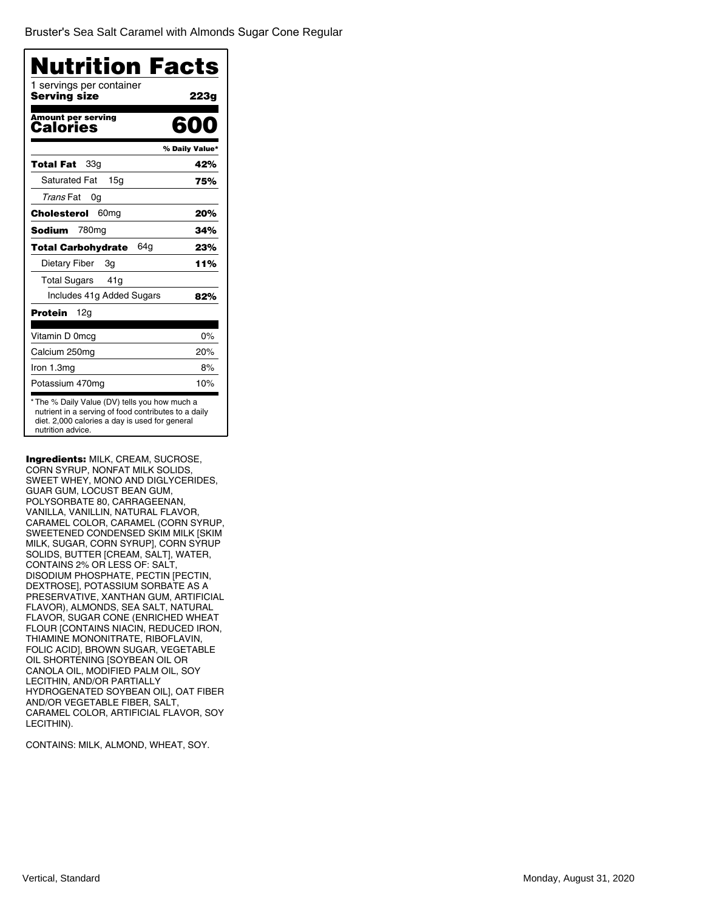Bruster's Sea Salt Caramel with Almonds Sugar Cone Regular

# Nutrition Facts

1 servings per container
**Serving size** **223g**

**Amount per serving**
**Calories** **600**

| | % Daily Value* |
|---|---|
| **Total Fat** 33g | **42%** |
| Saturated Fat 15g | **75%** |
| *Trans* Fat 0g | |
| **Cholesterol** 60mg | **20%** |
| **Sodium** 780mg | **34%** |
| **Total Carbohydrate** 64g | **23%** |
| Dietary Fiber 3g | **11%** |
| Total Sugars 41g | |
| Includes 41g Added Sugars | **82%** |
| **Protein** 12g | |
| Vitamin D 0mcg | 0% |
| Calcium 250mg | 20% |
| Iron 1.3mg | 8% |
| Potassium 470mg | 10% |

* The % Daily Value (DV) tells you how much a nutrient in a serving of food contributes to a daily diet. 2,000 calories a day is used for general nutrition advice.

**Ingredients:** MILK, CREAM, SUCROSE, CORN SYRUP, NONFAT MILK SOLIDS, SWEET WHEY, MONO AND DIGLYCERIDES, GUAR GUM, LOCUST BEAN GUM, POLYSORBATE 80, CARRAGEENAN, VANILLA, VANILLIN, NATURAL FLAVOR, CARAMEL COLOR, CARAMEL (CORN SYRUP, SWEETENED CONDENSED SKIM MILK [SKIM MILK, SUGAR, CORN SYRUP], CORN SYRUP SOLIDS, BUTTER [CREAM, SALT], WATER, CONTAINS 2% OR LESS OF: SALT, DISODIUM PHOSPHATE, PECTIN [PECTIN, DEXTROSE], POTASSIUM SORBATE AS A PRESERVATIVE, XANTHAN GUM, ARTIFICIAL FLAVOR), ALMONDS, SEA SALT, NATURAL FLAVOR, SUGAR CONE (ENRICHED WHEAT FLOUR [CONTAINS NIACIN, REDUCED IRON, THIAMINE MONONITRATE, RIBOFLAVIN, FOLIC ACID], BROWN SUGAR, VEGETABLE OIL SHORTENING [SOYBEAN OIL OR CANOLA OIL, MODIFIED PALM OIL, SOY LECITHIN, AND/OR PARTIALLY HYDROGENATED SOYBEAN OIL], OAT FIBER AND/OR VEGETABLE FIBER, SALT, CARAMEL COLOR, ARTIFICIAL FLAVOR, SOY LECITHIN).

CONTAINS: MILK, ALMOND, WHEAT, SOY.

Vertical, Standard

Monday, August 31, 2020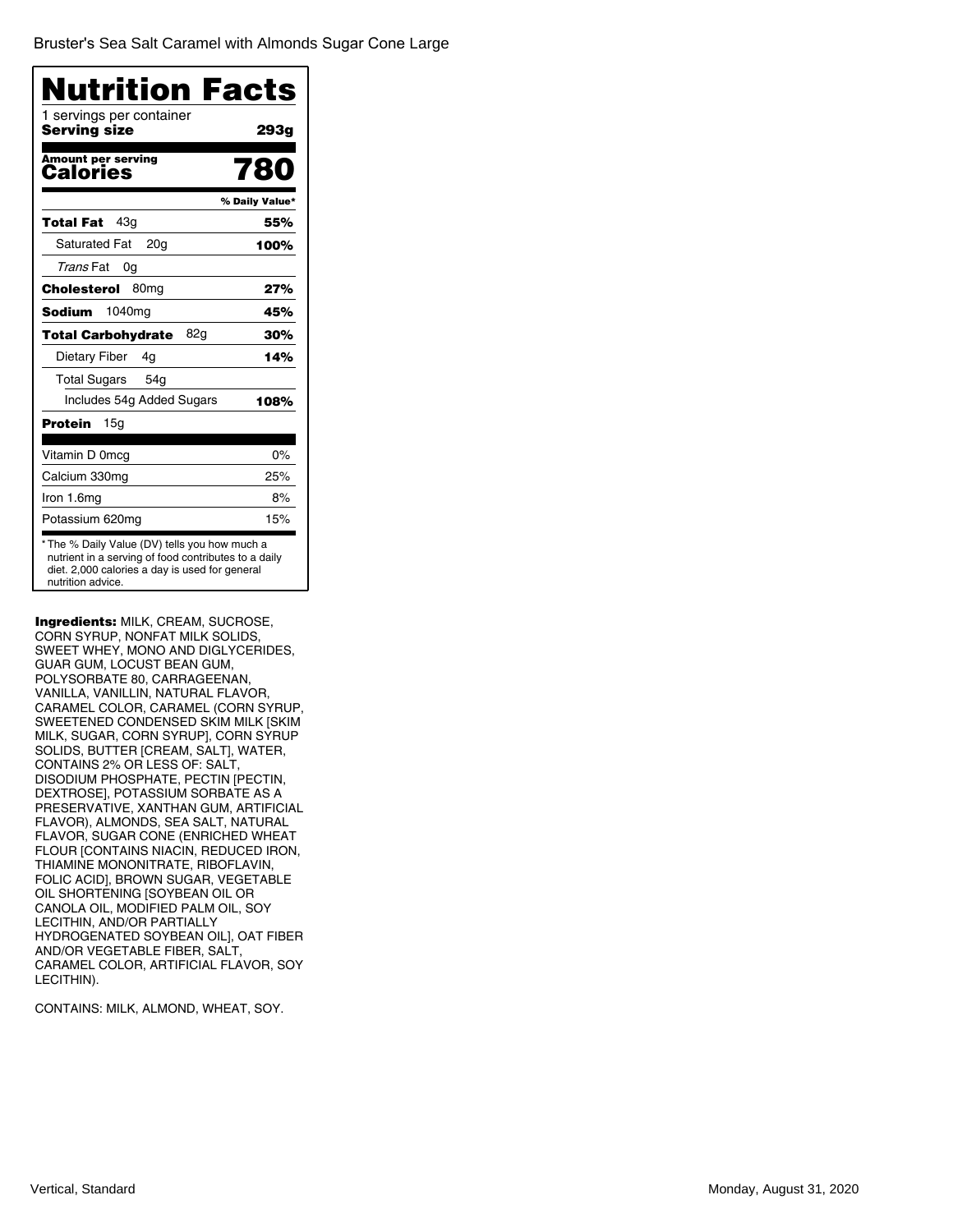Bruster's Sea Salt Caramel with Almonds Sugar Cone Large

# Nutrition Facts

1 servings per container
**Serving size** **293g**

**Amount per serving**
**Calories** **780**

| | % Daily Value* |
|---|---|
| **Total Fat** 43g | **55%** |
| Saturated Fat 20g | **100%** |
| *Trans* Fat 0g | |
| **Cholesterol** 80mg | **27%** |
| **Sodium** 1040mg | **45%** |
| **Total Carbohydrate** 82g | **30%** |
| Dietary Fiber 4g | **14%** |
| Total Sugars 54g | |
| Includes 54g Added Sugars | **108%** |
| **Protein** 15g | |
| Vitamin D 0mcg | 0% |
| Calcium 330mg | 25% |
| Iron 1.6mg | 8% |
| Potassium 620mg | 15% |

* The % Daily Value (DV) tells you how much a nutrient in a serving of food contributes to a daily diet. 2,000 calories a day is used for general nutrition advice.

**Ingredients:** MILK, CREAM, SUCROSE, CORN SYRUP, NONFAT MILK SOLIDS, SWEET WHEY, MONO AND DIGLYCERIDES, GUAR GUM, LOCUST BEAN GUM, POLYSORBATE 80, CARRAGEENAN, VANILLA, VANILLIN, NATURAL FLAVOR, CARAMEL COLOR, CARAMEL (CORN SYRUP, SWEETENED CONDENSED SKIM MILK [SKIM MILK, SUGAR, CORN SYRUP], CORN SYRUP SOLIDS, BUTTER [CREAM, SALT], WATER, CONTAINS 2% OR LESS OF: SALT, DISODIUM PHOSPHATE, PECTIN [PECTIN, DEXTROSE], POTASSIUM SORBATE AS A PRESERVATIVE, XANTHAN GUM, ARTIFICIAL FLAVOR), ALMONDS, SEA SALT, NATURAL FLAVOR, SUGAR CONE (ENRICHED WHEAT FLOUR [CONTAINS NIACIN, REDUCED IRON, THIAMINE MONONITRATE, RIBOFLAVIN, FOLIC ACID], BROWN SUGAR, VEGETABLE OIL SHORTENING [SOYBEAN OIL OR CANOLA OIL, MODIFIED PALM OIL, SOY LECITHIN, AND/OR PARTIALLY HYDROGENATED SOYBEAN OIL], OAT FIBER AND/OR VEGETABLE FIBER, SALT, CARAMEL COLOR, ARTIFICIAL FLAVOR, SOY LECITHIN).

CONTAINS: MILK, ALMOND, WHEAT, SOY.

Vertical, Standard

Monday, August 31, 2020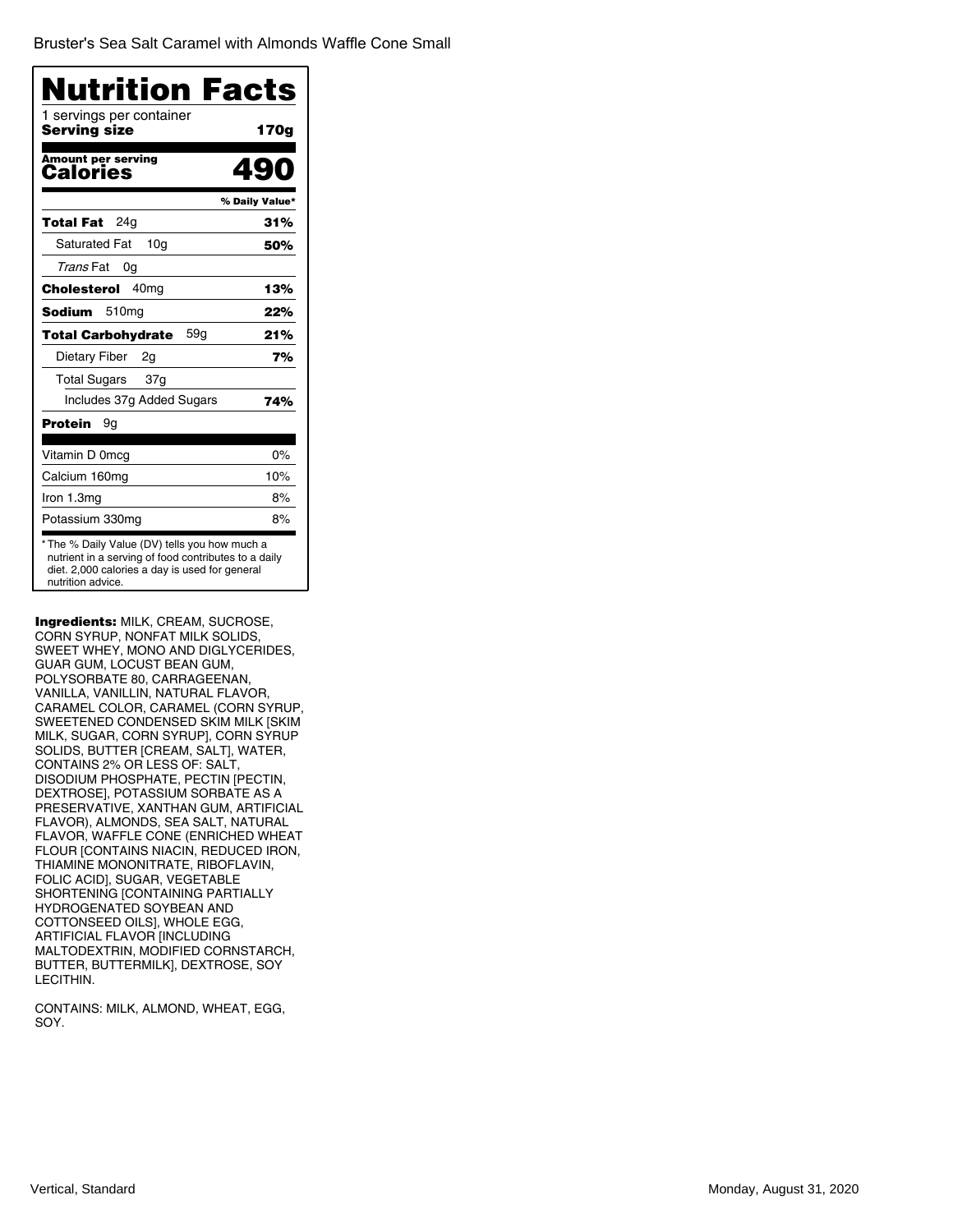Bruster's Sea Salt Caramel with Almonds Waffle Cone Small

# Nutrition Facts

1 servings per container
**Serving size** **170g**

**Amount per serving**
**Calories** **490**

| | % Daily Value* |
|---|---|
| **Total Fat** 24g | **31%** |
| Saturated Fat 10g | **50%** |
| *Trans* Fat 0g | |
| **Cholesterol** 40mg | **13%** |
| **Sodium** 510mg | **22%** |
| **Total Carbohydrate** 59g | **21%** |
| Dietary Fiber 2g | **7%** |
| Total Sugars 37g | |
| Includes 37g Added Sugars | **74%** |
| **Protein** 9g | |
| Vitamin D 0mcg | 0% |
| Calcium 160mg | 10% |
| Iron 1.3mg | 8% |
| Potassium 330mg | 8% |

* The % Daily Value (DV) tells you how much a nutrient in a serving of food contributes to a daily diet. 2,000 calories a day is used for general nutrition advice.

**Ingredients:** MILK, CREAM, SUCROSE, CORN SYRUP, NONFAT MILK SOLIDS, SWEET WHEY, MONO AND DIGLYCERIDES, GUAR GUM, LOCUST BEAN GUM, POLYSORBATE 80, CARRAGEENAN, VANILLA, VANILLIN, NATURAL FLAVOR, CARAMEL COLOR, CARAMEL (CORN SYRUP, SWEETENED CONDENSED SKIM MILK [SKIM MILK, SUGAR, CORN SYRUP], CORN SYRUP SOLIDS, BUTTER [CREAM, SALT], WATER, CONTAINS 2% OR LESS OF: SALT, DISODIUM PHOSPHATE, PECTIN [PECTIN, DEXTROSE], POTASSIUM SORBATE AS A PRESERVATIVE, XANTHAN GUM, ARTIFICIAL FLAVOR), ALMONDS, SEA SALT, NATURAL FLAVOR, WAFFLE CONE (ENRICHED WHEAT FLOUR [CONTAINS NIACIN, REDUCED IRON, THIAMINE MONONITRATE, RIBOFLAVIN, FOLIC ACID], SUGAR, VEGETABLE SHORTENING [CONTAINING PARTIALLY HYDROGENATED SOYBEAN AND COTTONSEED OILS], WHOLE EGG, ARTIFICIAL FLAVOR [INCLUDING MALTODEXTRIN, MODIFIED CORNSTARCH, BUTTER, BUTTERMILK], DEXTROSE, SOY LECITHIN.

CONTAINS: MILK, ALMOND, WHEAT, EGG, SOY.

Vertical, Standard

Monday, August 31, 2020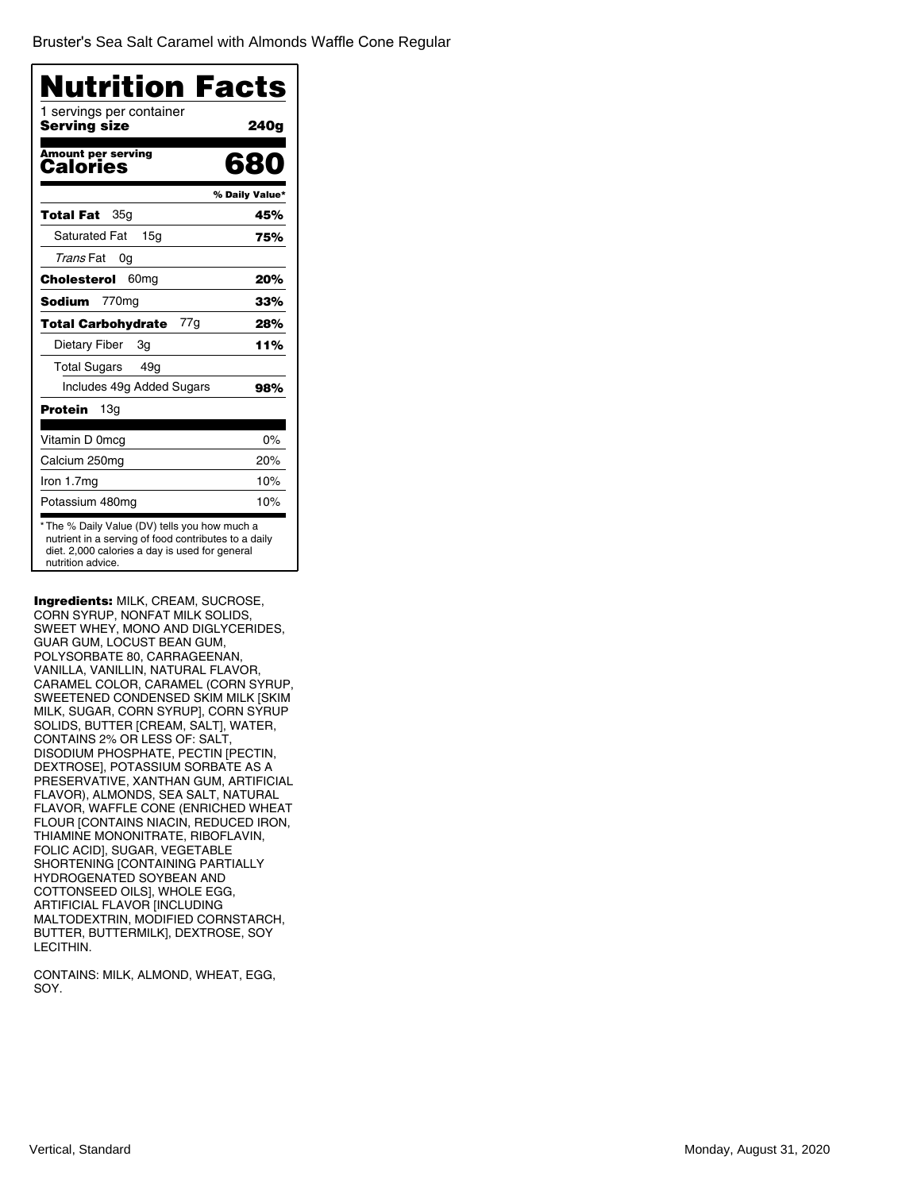Bruster's Sea Salt Caramel with Almonds Waffle Cone Regular

# Nutrition Facts

1 servings per container

**Serving size** **240g**

**Amount per serving**
**Calories** **680**

| | % Daily Value* |
|---|---|
| **Total Fat** 35g | **45%** |
| Saturated Fat 15g | **75%** |
| *Trans* Fat 0g | |
| **Cholesterol** 60mg | **20%** |
| **Sodium** 770mg | **33%** |
| **Total Carbohydrate** 77g | **28%** |
| Dietary Fiber 3g | **11%** |
| Total Sugars 49g | |
| Includes 49g Added Sugars | **98%** |
| **Protein** 13g | |
| Vitamin D 0mcg | 0% |
| Calcium 250mg | 20% |
| Iron 1.7mg | 10% |
| Potassium 480mg | 10% |

* The % Daily Value (DV) tells you how much a nutrient in a serving of food contributes to a daily diet. 2,000 calories a day is used for general nutrition advice.

**Ingredients:** MILK, CREAM, SUCROSE, CORN SYRUP, NONFAT MILK SOLIDS, SWEET WHEY, MONO AND DIGLYCERIDES, GUAR GUM, LOCUST BEAN GUM, POLYSORBATE 80, CARRAGEENAN, VANILLA, VANILLIN, NATURAL FLAVOR, CARAMEL COLOR, CARAMEL (CORN SYRUP, SWEETENED CONDENSED SKIM MILK [SKIM MILK, SUGAR, CORN SYRUP], CORN SYRUP SOLIDS, BUTTER [CREAM, SALT], WATER, CONTAINS 2% OR LESS OF: SALT, DISODIUM PHOSPHATE, PECTIN [PECTIN, DEXTROSE], POTASSIUM SORBATE AS A PRESERVATIVE, XANTHAN GUM, ARTIFICIAL FLAVOR), ALMONDS, SEA SALT, NATURAL FLAVOR, WAFFLE CONE (ENRICHED WHEAT FLOUR [CONTAINS NIACIN, REDUCED IRON, THIAMINE MONONITRATE, RIBOFLAVIN, FOLIC ACID], SUGAR, VEGETABLE SHORTENING [CONTAINING PARTIALLY HYDROGENATED SOYBEAN AND COTTONSEED OILS], WHOLE EGG, ARTIFICIAL FLAVOR [INCLUDING MALTODEXTRIN, MODIFIED CORNSTARCH, BUTTER, BUTTERMILK], DEXTROSE, SOY LECITHIN.

CONTAINS: MILK, ALMOND, WHEAT, EGG, SOY.

Vertical, Standard

Monday, August 31, 2020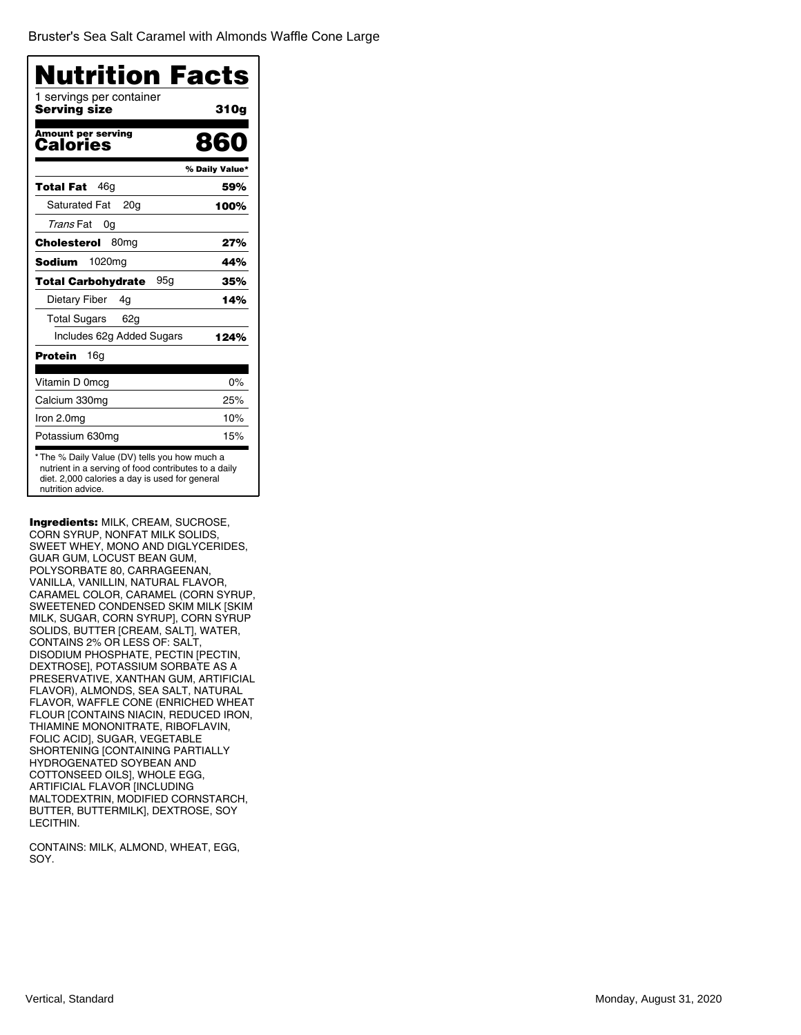Bruster's Sea Salt Caramel with Almonds Waffle Cone Large

# Nutrition Facts

1 servings per container
**Serving size** **310g**

**Amount per serving**
**Calories** **860**

| | % Daily Value* |
|---|---|
| **Total Fat** 46g | **59%** |
| Saturated Fat 20g | **100%** |
| *Trans* Fat 0g | |
| **Cholesterol** 80mg | **27%** |
| **Sodium** 1020mg | **44%** |
| **Total Carbohydrate** 95g | **35%** |
| Dietary Fiber 4g | **14%** |
| Total Sugars 62g | |
| Includes 62g Added Sugars | **124%** |
| **Protein** 16g | |
| Vitamin D 0mcg | 0% |
| Calcium 330mg | 25% |
| Iron 2.0mg | 10% |
| Potassium 630mg | 15% |

* The % Daily Value (DV) tells you how much a nutrient in a serving of food contributes to a daily diet. 2,000 calories a day is used for general nutrition advice.

**Ingredients:** MILK, CREAM, SUCROSE, CORN SYRUP, NONFAT MILK SOLIDS, SWEET WHEY, MONO AND DIGLYCERIDES, GUAR GUM, LOCUST BEAN GUM, POLYSORBATE 80, CARRAGEENAN, VANILLA, VANILLIN, NATURAL FLAVOR, CARAMEL COLOR, CARAMEL (CORN SYRUP, SWEETENED CONDENSED SKIM MILK [SKIM MILK, SUGAR, CORN SYRUP], CORN SYRUP SOLIDS, BUTTER [CREAM, SALT], WATER, CONTAINS 2% OR LESS OF: SALT, DISODIUM PHOSPHATE, PECTIN [PECTIN, DEXTROSE], POTASSIUM SORBATE AS A PRESERVATIVE, XANTHAN GUM, ARTIFICIAL FLAVOR), ALMONDS, SEA SALT, NATURAL FLAVOR, WAFFLE CONE (ENRICHED WHEAT FLOUR [CONTAINS NIACIN, REDUCED IRON, THIAMINE MONONITRATE, RIBOFLAVIN, FOLIC ACID], SUGAR, VEGETABLE SHORTENING [CONTAINING PARTIALLY HYDROGENATED SOYBEAN AND COTTONSEED OILS], WHOLE EGG, ARTIFICIAL FLAVOR [INCLUDING MALTODEXTRIN, MODIFIED CORNSTARCH, BUTTER, BUTTERMILK], DEXTROSE, SOY LECITHIN.

CONTAINS: MILK, ALMOND, WHEAT, EGG, SOY.

Vertical, Standard

Monday, August 31, 2020